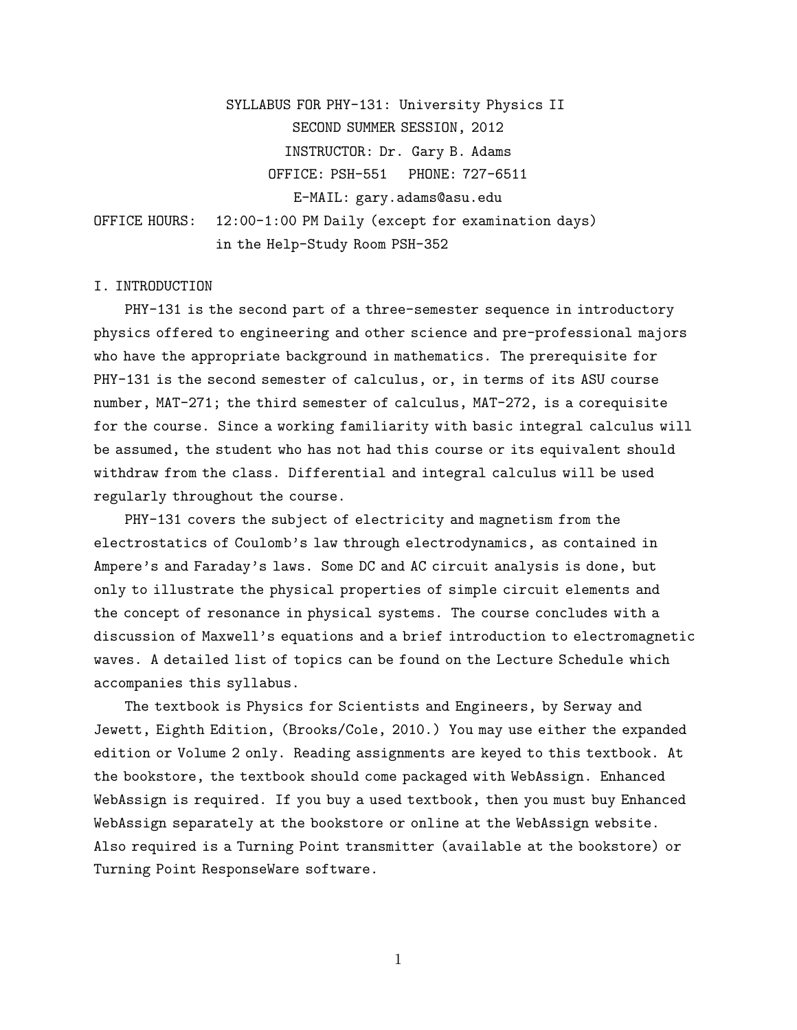# SYLLABUS FOR PHY-131: University Physics II

SECOND SUMMER SESSION, 2012

INSTRUCTOR: Dr. Gary B. Adams

OFFICE: PSH-551 PHONE: 727-6511

E-MAIL: gary.adams@asu.edu

OFFICE HOURS: 12:00-1:00 PM Daily (except for examination days) in the Help-Study Room PSH-352

## I. INTRODUCTION

PHY-131 is the second part of a three-semester sequence in introductory physics offered to engineering and other science and pre-professional majors who have the appropriate background in mathematics. The prerequisite for PHY-131 is the second semester of calculus, or, in terms of its ASU course number, MAT-271; the third semester of calculus, MAT-272, is a corequisite for the course. Since a working familiarity with basic integral calculus will be assumed, the student who has not had this course or its equivalent should withdraw from the class. Differential and integral calculus will be used regularly throughout the course.

PHY-131 covers the subject of electricity and magnetism from the electrostatics of Coulomb's law through electrodynamics, as contained in Ampere's and Faraday's laws. Some DC and AC circuit analysis is done, but only to illustrate the physical properties of simple circuit elements and the concept of resonance in physical systems. The course concludes with a discussion of Maxwell's equations and a brief introduction to electromagnetic waves. A detailed list of topics can be found on the Lecture Schedule which accompanies this syllabus.

The textbook is Physics for Scientists and Engineers, by Serway and Jewett, Eighth Edition, (Brooks/Cole, 2010.) You may use either the expanded edition or Volume 2 only. Reading assignments are keyed to this textbook. At the bookstore, the textbook should come packaged with WebAssign. Enhanced WebAssign is required. If you buy a used textbook, then you must buy Enhanced WebAssign separately at the bookstore or online at the WebAssign website. Also required is a Turning Point transmitter (available at the bookstore) or Turning Point ResponseWare software.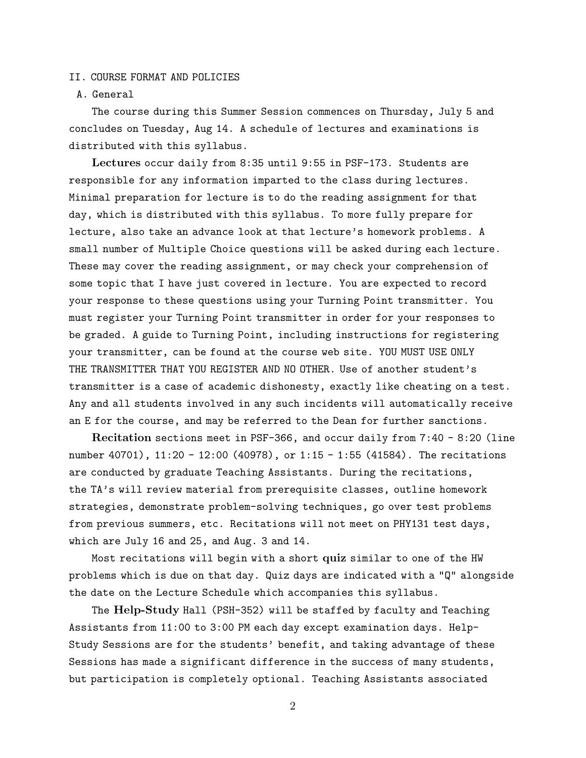## II. COURSE FORMAT AND POLICIES

### A. General

The course during this Summer Session commences on Thursday, July 5 and concludes on Tuesday, Aug 14. A schedule of lectures and examinations is distributed with this syllabus.

**Lectures** occur daily from 8:35 until 9:55 in PSF-173. Students are responsible for any information imparted to the class during lectures. Minimal preparation for lecture is to do the reading assignment for that day, which is distributed with this syllabus. To more fully prepare for lecture, also take an advance look at that lecture's homework problems. A small number of Multiple Choice questions will be asked during each lecture. These may cover the reading assignment, or may check your comprehension of some topic that I have just covered in lecture. You are expected to record your response to these questions using your Turning Point transmitter. You must register your Turning Point transmitter in order for your responses to be graded. A guide to Turning Point, including instructions for registering your transmitter, can be found at the course web site. YOU MUST USE ONLY THE TRANSMITTER THAT YOU REGISTER AND NO OTHER. Use of another student's transmitter is a case of academic dishonesty, exactly like cheating on a test. Any and all students involved in any such incidents will automatically receive an E for the course, and may be referred to the Dean for further sanctions.

**Recitation** sections meet in PSF-366, and occur daily from 7:40 - 8:20 (line number 40701), 11:20 - 12:00 (40978), or 1:15 - 1:55 (41584). The recitations are conducted by graduate Teaching Assistants. During the recitations, the TA's will review material from prerequisite classes, outline homework strategies, demonstrate problem-solving techniques, go over test problems from previous summers, etc. Recitations will not meet on PHY131 test days, which are July 16 and 25, and Aug. 3 and 14.

Most recitations will begin with a short **quiz** similar to one of the HW problems which is due on that day. Quiz days are indicated with a "Q" alongside the date on the Lecture Schedule which accompanies this syllabus.

The **Help-Study** Hall (PSH-352) will be staffed by faculty and Teaching Assistants from 11:00 to 3:00 PM each day except examination days. Help-Study Sessions are for the students' benefit, and taking advantage of these Sessions has made a significant difference in the success of many students, but participation is completely optional. Teaching Assistants associated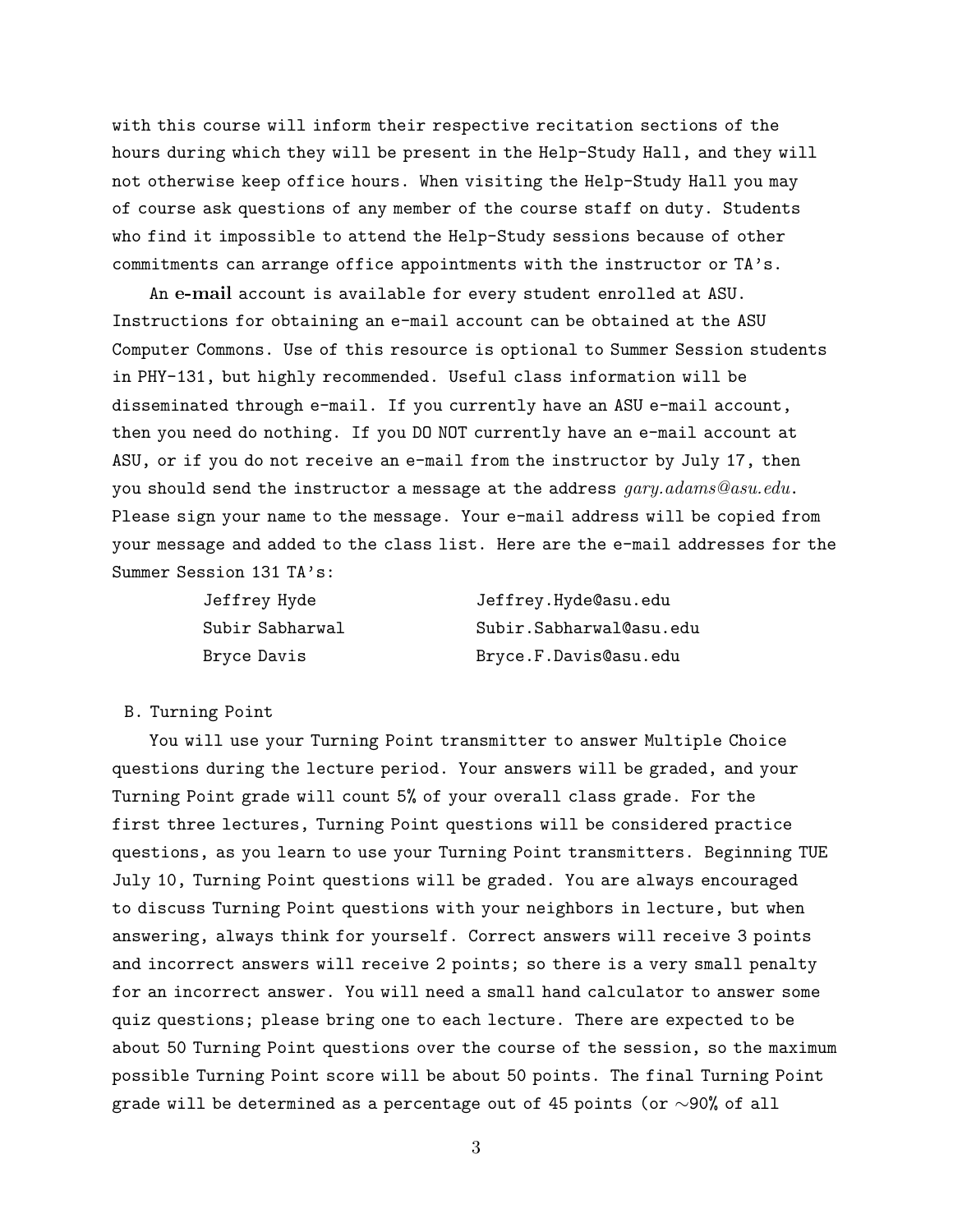with this course will inform their respective recitation sections of the hours during which they will be present in the Help-Study Hall, and they will not otherwise keep office hours. When visiting the Help-Study Hall you may of course ask questions of any member of the course staff on duty. Students who find it impossible to attend the Help-Study sessions because of other commitments can arrange office appointments with the instructor or TA's.

An **e-mail** account is available for every student enrolled at ASU. Instructions for obtaining an e-mail account can be obtained at the ASU Computer Commons. Use of this resource is optional to Summer Session students in PHY-131, but highly recommended. Useful class information will be disseminated through e-mail. If you currently have an ASU e-mail account, then you need do nothing. If you DO NOT currently have an e-mail account at ASU, or if you do not receive an e-mail from the instructor by July 17, then you should send the instructor a message at the address *gary.adams@asu.edu*. Please sign your name to the message. Your e-mail address will be copied from your message and added to the class list. Here are the e-mail addresses for the Summer Session 131 TA's:

| | |
|---|---|
| Jeffrey Hyde | Jeffrey.Hyde@asu.edu |
| Subir Sabharwal | Subir.Sabharwal@asu.edu |
| Bryce Davis | Bryce.F.Davis@asu.edu |

B. Turning Point

You will use your Turning Point transmitter to answer Multiple Choice questions during the lecture period. Your answers will be graded, and your Turning Point grade will count 5% of your overall class grade. For the first three lectures, Turning Point questions will be considered practice questions, as you learn to use your Turning Point transmitters. Beginning TUE July 10, Turning Point questions will be graded. You are always encouraged to discuss Turning Point questions with your neighbors in lecture, but when answering, always think for yourself. Correct answers will receive 3 points and incorrect answers will receive 2 points; so there is a very small penalty for an incorrect answer. You will need a small hand calculator to answer some quiz questions; please bring one to each lecture. There are expected to be about 50 Turning Point questions over the course of the session, so the maximum possible Turning Point score will be about 50 points. The final Turning Point grade will be determined as a percentage out of 45 points (or ~90% of all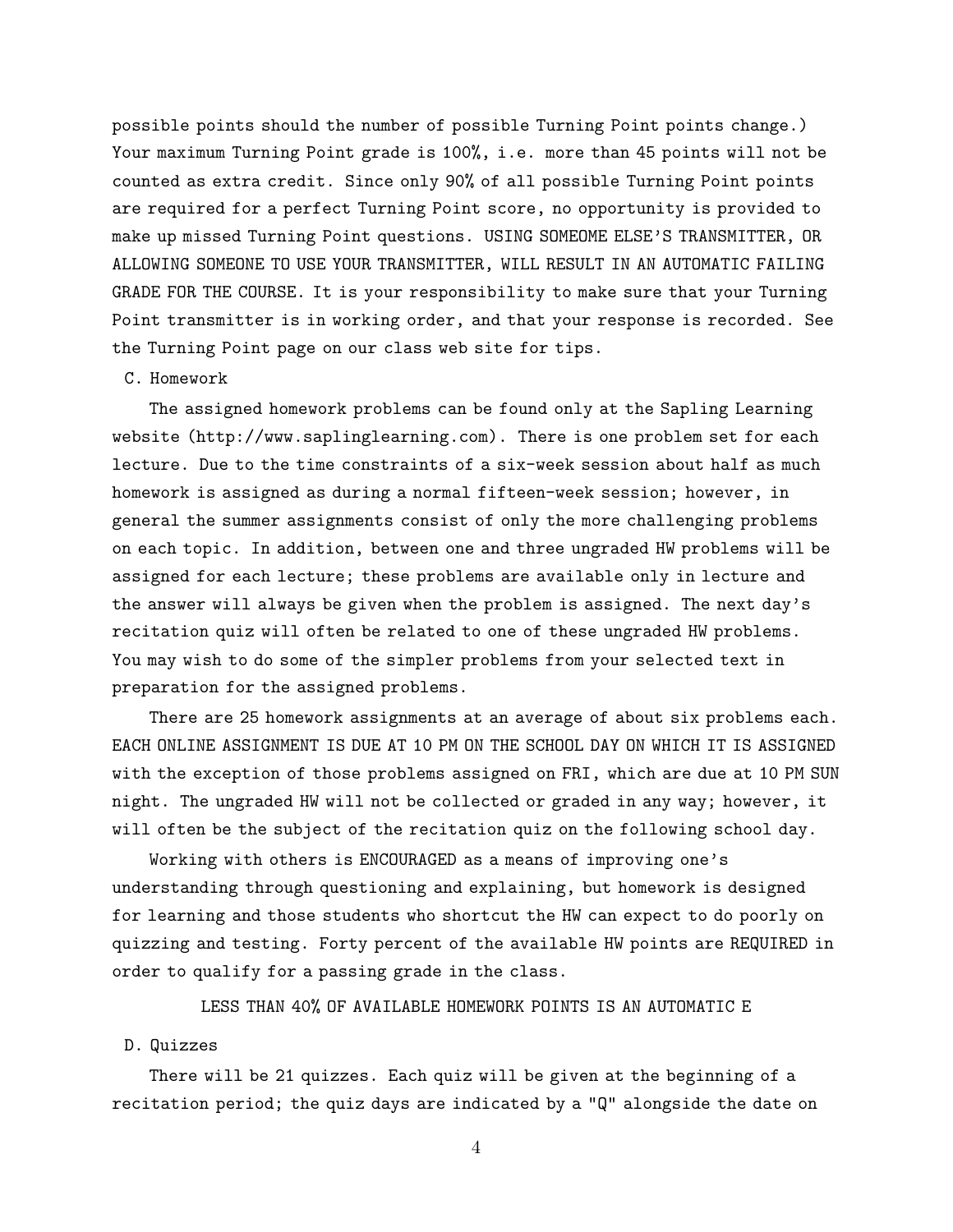possible points should the number of possible Turning Point points change.) Your maximum Turning Point grade is 100%, i.e. more than 45 points will not be counted as extra credit. Since only 90% of all possible Turning Point points are required for a perfect Turning Point score, no opportunity is provided to make up missed Turning Point questions. USING SOMEOME ELSE'S TRANSMITTER, OR ALLOWING SOMEONE TO USE YOUR TRANSMITTER, WILL RESULT IN AN AUTOMATIC FAILING GRADE FOR THE COURSE. It is your responsibility to make sure that your Turning Point transmitter is in working order, and that your response is recorded. See the Turning Point page on our class web site for tips.

C. Homework

The assigned homework problems can be found only at the Sapling Learning website (http://www.saplinglearning.com). There is one problem set for each lecture. Due to the time constraints of a six-week session about half as much homework is assigned as during a normal fifteen-week session; however, in general the summer assignments consist of only the more challenging problems on each topic. In addition, between one and three ungraded HW problems will be assigned for each lecture; these problems are available only in lecture and the answer will always be given when the problem is assigned. The next day's recitation quiz will often be related to one of these ungraded HW problems. You may wish to do some of the simpler problems from your selected text in preparation for the assigned problems.

There are 25 homework assignments at an average of about six problems each. EACH ONLINE ASSIGNMENT IS DUE AT 10 PM ON THE SCHOOL DAY ON WHICH IT IS ASSIGNED with the exception of those problems assigned on FRI, which are due at 10 PM SUN night. The ungraded HW will not be collected or graded in any way; however, it will often be the subject of the recitation quiz on the following school day.

Working with others is ENCOURAGED as a means of improving one's understanding through questioning and explaining, but homework is designed for learning and those students who shortcut the HW can expect to do poorly on quizzing and testing. Forty percent of the available HW points are REQUIRED in order to qualify for a passing grade in the class.

LESS THAN 40% OF AVAILABLE HOMEWORK POINTS IS AN AUTOMATIC E

D. Quizzes

There will be 21 quizzes. Each quiz will be given at the beginning of a recitation period; the quiz days are indicated by a "Q" alongside the date on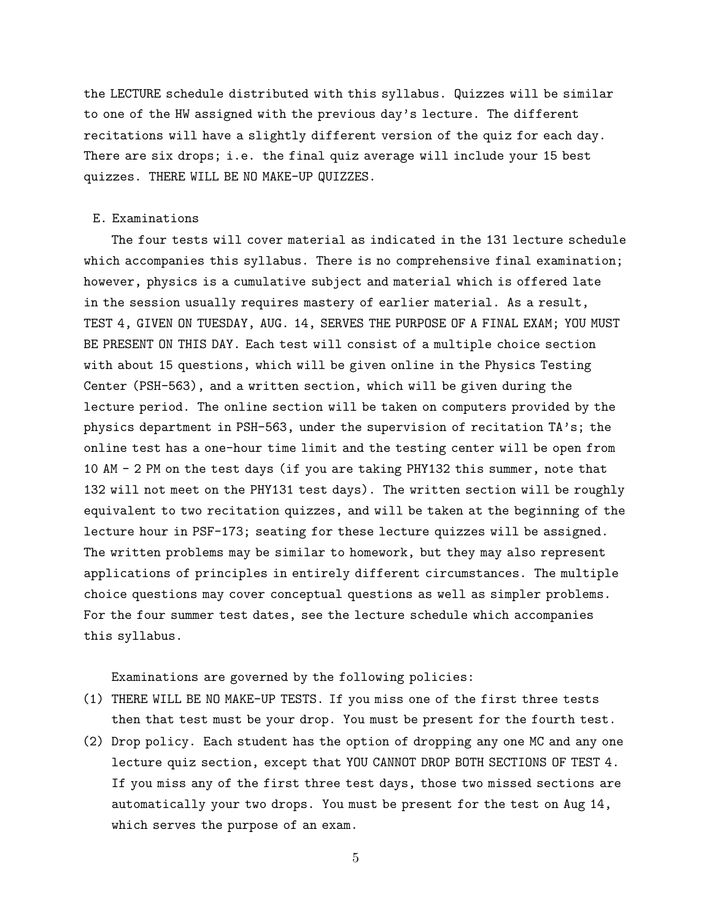the LECTURE schedule distributed with this syllabus. Quizzes will be similar to one of the HW assigned with the previous day's lecture. The different recitations will have a slightly different version of the quiz for each day. There are six drops; i.e. the final quiz average will include your 15 best quizzes. THERE WILL BE NO MAKE-UP QUIZZES.

E. Examinations

The four tests will cover material as indicated in the 131 lecture schedule which accompanies this syllabus. There is no comprehensive final examination; however, physics is a cumulative subject and material which is offered late in the session usually requires mastery of earlier material. As a result, TEST 4, GIVEN ON TUESDAY, AUG. 14, SERVES THE PURPOSE OF A FINAL EXAM; YOU MUST BE PRESENT ON THIS DAY. Each test will consist of a multiple choice section with about 15 questions, which will be given online in the Physics Testing Center (PSH-563), and a written section, which will be given during the lecture period. The online section will be taken on computers provided by the physics department in PSH-563, under the supervision of recitation TA's; the online test has a one-hour time limit and the testing center will be open from 10 AM - 2 PM on the test days (if you are taking PHY132 this summer, note that 132 will not meet on the PHY131 test days). The written section will be roughly equivalent to two recitation quizzes, and will be taken at the beginning of the lecture hour in PSF-173; seating for these lecture quizzes will be assigned. The written problems may be similar to homework, but they may also represent applications of principles in entirely different circumstances. The multiple choice questions may cover conceptual questions as well as simpler problems. For the four summer test dates, see the lecture schedule which accompanies this syllabus.

Examinations are governed by the following policies:

(1) THERE WILL BE NO MAKE-UP TESTS. If you miss one of the first three tests then that test must be your drop. You must be present for the fourth test.

(2) Drop policy. Each student has the option of dropping any one MC and any one lecture quiz section, except that YOU CANNOT DROP BOTH SECTIONS OF TEST 4. If you miss any of the first three test days, those two missed sections are automatically your two drops. You must be present for the test on Aug 14, which serves the purpose of an exam.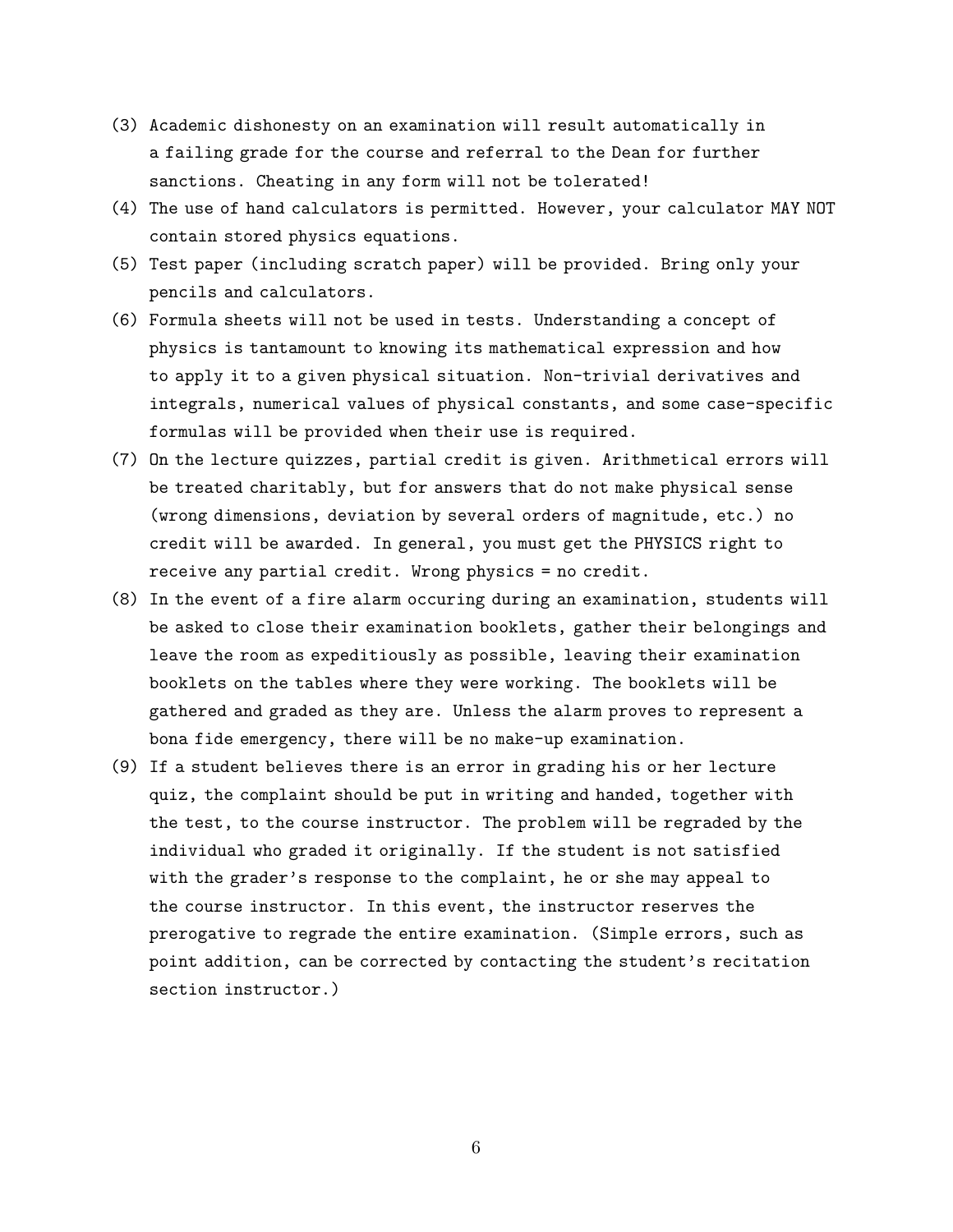(3) Academic dishonesty on an examination will result automatically in a failing grade for the course and referral to the Dean for further sanctions. Cheating in any form will not be tolerated!

(4) The use of hand calculators is permitted. However, your calculator MAY NOT contain stored physics equations.

(5) Test paper (including scratch paper) will be provided. Bring only your pencils and calculators.

(6) Formula sheets will not be used in tests. Understanding a concept of physics is tantamount to knowing its mathematical expression and how to apply it to a given physical situation. Non-trivial derivatives and integrals, numerical values of physical constants, and some case-specific formulas will be provided when their use is required.

(7) On the lecture quizzes, partial credit is given. Arithmetical errors will be treated charitably, but for answers that do not make physical sense (wrong dimensions, deviation by several orders of magnitude, etc.) no credit will be awarded. In general, you must get the PHYSICS right to receive any partial credit. Wrong physics = no credit.

(8) In the event of a fire alarm occuring during an examination, students will be asked to close their examination booklets, gather their belongings and leave the room as expeditiously as possible, leaving their examination booklets on the tables where they were working. The booklets will be gathered and graded as they are. Unless the alarm proves to represent a bona fide emergency, there will be no make-up examination.

(9) If a student believes there is an error in grading his or her lecture quiz, the complaint should be put in writing and handed, together with the test, to the course instructor. The problem will be regraded by the individual who graded it originally. If the student is not satisfied with the grader's response to the complaint, he or she may appeal to the course instructor. In this event, the instructor reserves the prerogative to regrade the entire examination. (Simple errors, such as point addition, can be corrected by contacting the student's recitation section instructor.)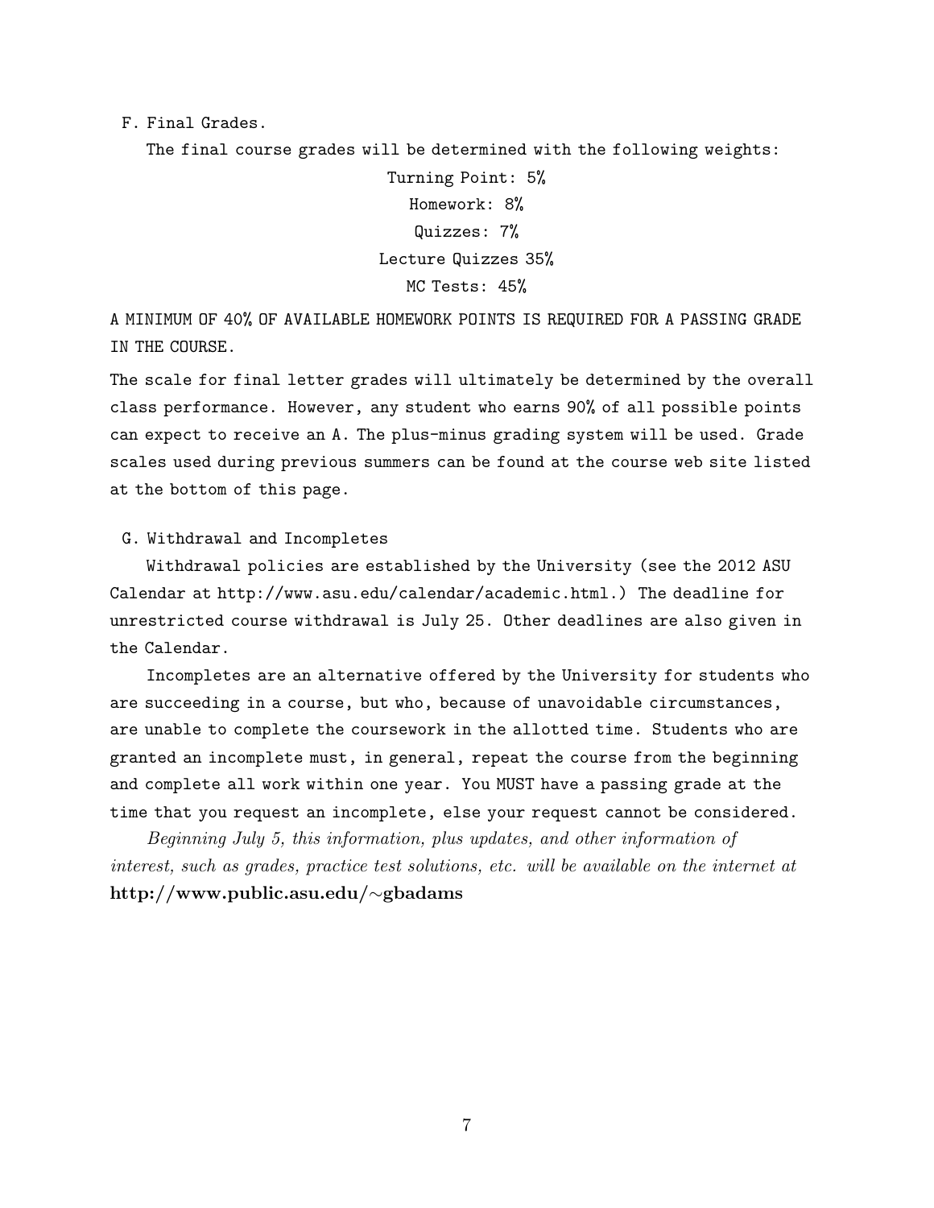F. Final Grades.

The final course grades will be determined with the following weights:

Turning Point: 5%

Homework: 8%

Quizzes: 7%

Lecture Quizzes 35%

MC Tests: 45%

A MINIMUM OF 40% OF AVAILABLE HOMEWORK POINTS IS REQUIRED FOR A PASSING GRADE IN THE COURSE.

The scale for final letter grades will ultimately be determined by the overall class performance. However, any student who earns 90% of all possible points can expect to receive an A. The plus-minus grading system will be used. Grade scales used during previous summers can be found at the course web site listed at the bottom of this page.

G. Withdrawal and Incompletes

Withdrawal policies are established by the University (see the 2012 ASU Calendar at http://www.asu.edu/calendar/academic.html.) The deadline for unrestricted course withdrawal is July 25. Other deadlines are also given in the Calendar.

Incompletes are an alternative offered by the University for students who are succeeding in a course, but who, because of unavoidable circumstances, are unable to complete the coursework in the allotted time. Students who are granted an incomplete must, in general, repeat the course from the beginning and complete all work within one year. You MUST have a passing grade at the time that you request an incomplete, else your request cannot be considered.

*Beginning July 5, this information, plus updates, and other information of interest, such as grades, practice test solutions, etc. will be available on the internet at* **http://www.public.asu.edu/~gbadams**